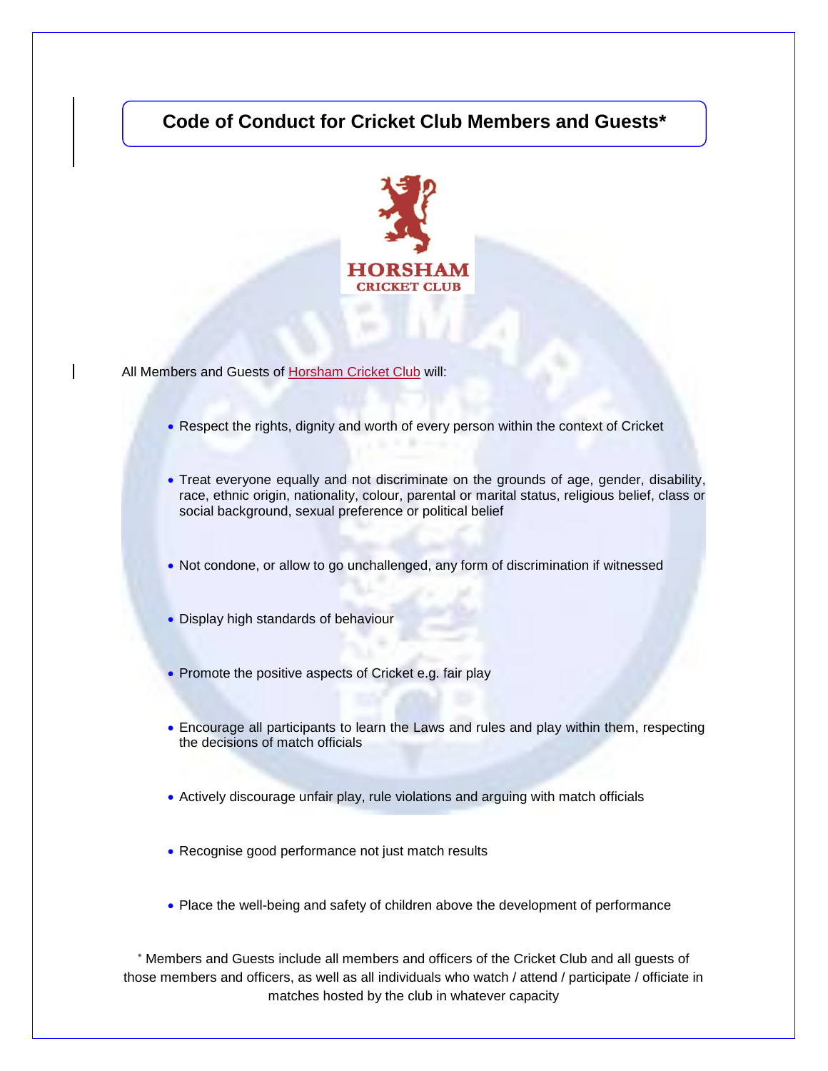# Code of Conduct for Cricket Club Members and Guests*

HORSHAM CRICKET CLUB

All Members and Guests of Horsham Cricket Club will:

- Respect the rights, dignity and worth of every person within the context of Cricket
- Treat everyone equally and not discriminate on the grounds of age, gender, disability, race, ethnic origin, nationality, colour, parental or marital status, religious belief, class or social background, sexual preference or political belief
- Not condone, or allow to go unchallenged, any form of discrimination if witnessed
- Display high standards of behaviour
- Promote the positive aspects of Cricket e.g. fair play
- Encourage all participants to learn the Laws and rules and play within them, respecting the decisions of match officials
- Actively discourage unfair play, rule violations and arguing with match officials
- Recognise good performance not just match results
- Place the well-being and safety of children above the development of performance

* Members and Guests include all members and officers of the Cricket Club and all guests of those members and officers, as well as all individuals who watch / attend / participate / officiate in matches hosted by the club in whatever capacity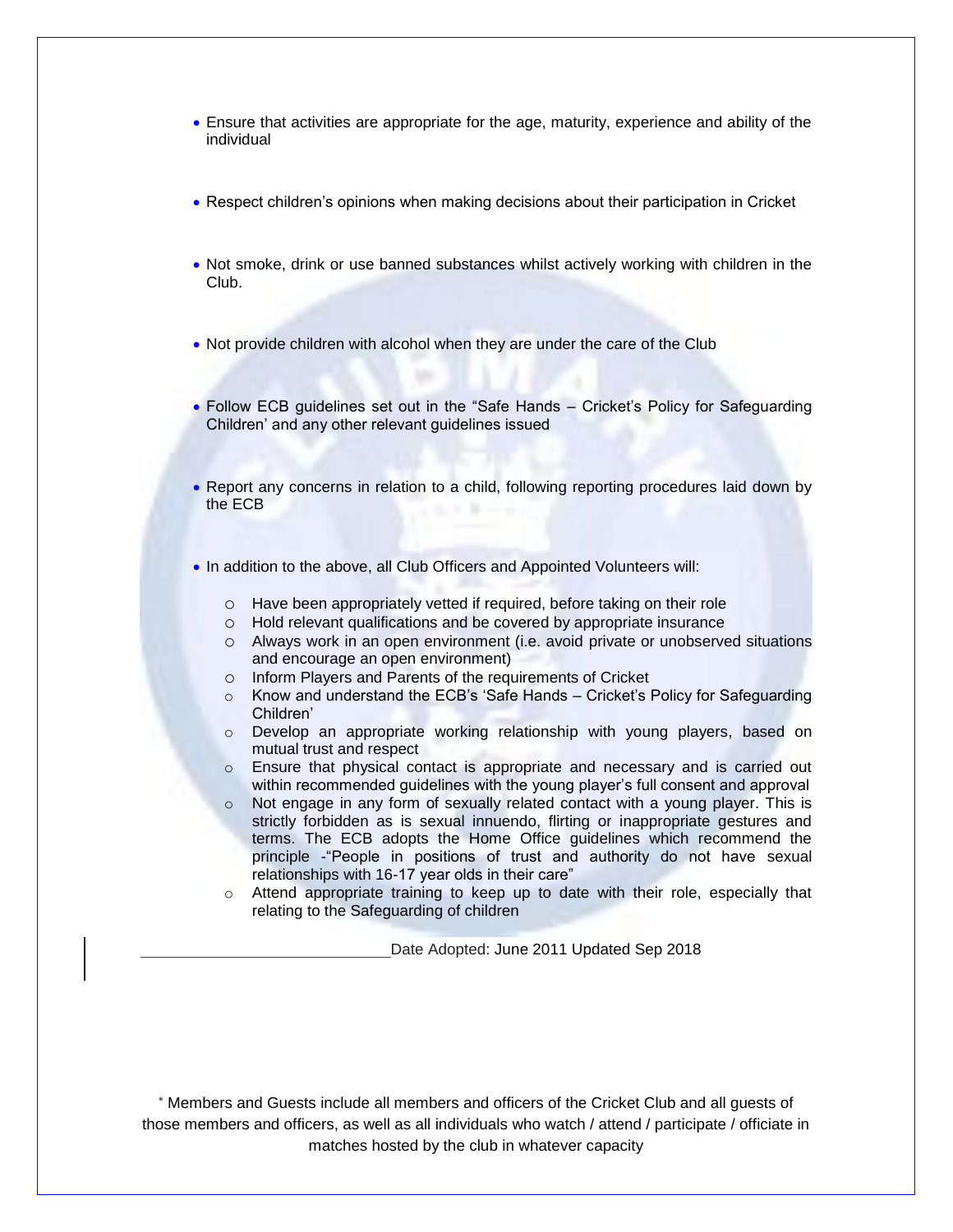- Ensure that activities are appropriate for the age, maturity, experience and ability of the individual

- Respect children's opinions when making decisions about their participation in Cricket

- Not smoke, drink or use banned substances whilst actively working with children in the Club.

- Not provide children with alcohol when they are under the care of the Club

- Follow ECB guidelines set out in the "Safe Hands – Cricket's Policy for Safeguarding Children' and any other relevant guidelines issued

- Report any concerns in relation to a child, following reporting procedures laid down by the ECB

- In addition to the above, all Club Officers and Appointed Volunteers will:

  - Have been appropriately vetted if required, before taking on their role
  - Hold relevant qualifications and be covered by appropriate insurance
  - Always work in an open environment (i.e. avoid private or unobserved situations and encourage an open environment)
  - Inform Players and Parents of the requirements of Cricket
  - Know and understand the ECB's 'Safe Hands – Cricket's Policy for Safeguarding Children'
  - Develop an appropriate working relationship with young players, based on mutual trust and respect
  - Ensure that physical contact is appropriate and necessary and is carried out within recommended guidelines with the young player's full consent and approval
  - Not engage in any form of sexually related contact with a young player. This is strictly forbidden as is sexual innuendo, flirting or inappropriate gestures and terms. The ECB adopts the Home Office guidelines which recommend the principle -"People in positions of trust and authority do not have sexual relationships with 16-17 year olds in their care"
  - Attend appropriate training to keep up to date with their role, especially that relating to the Safeguarding of children

Date Adopted: June 2011 Updated Sep 2018

[*] Members and Guests include all members and officers of the Cricket Club and all guests of those members and officers, as well as all individuals who watch / attend / participate / officiate in matches hosted by the club in whatever capacity